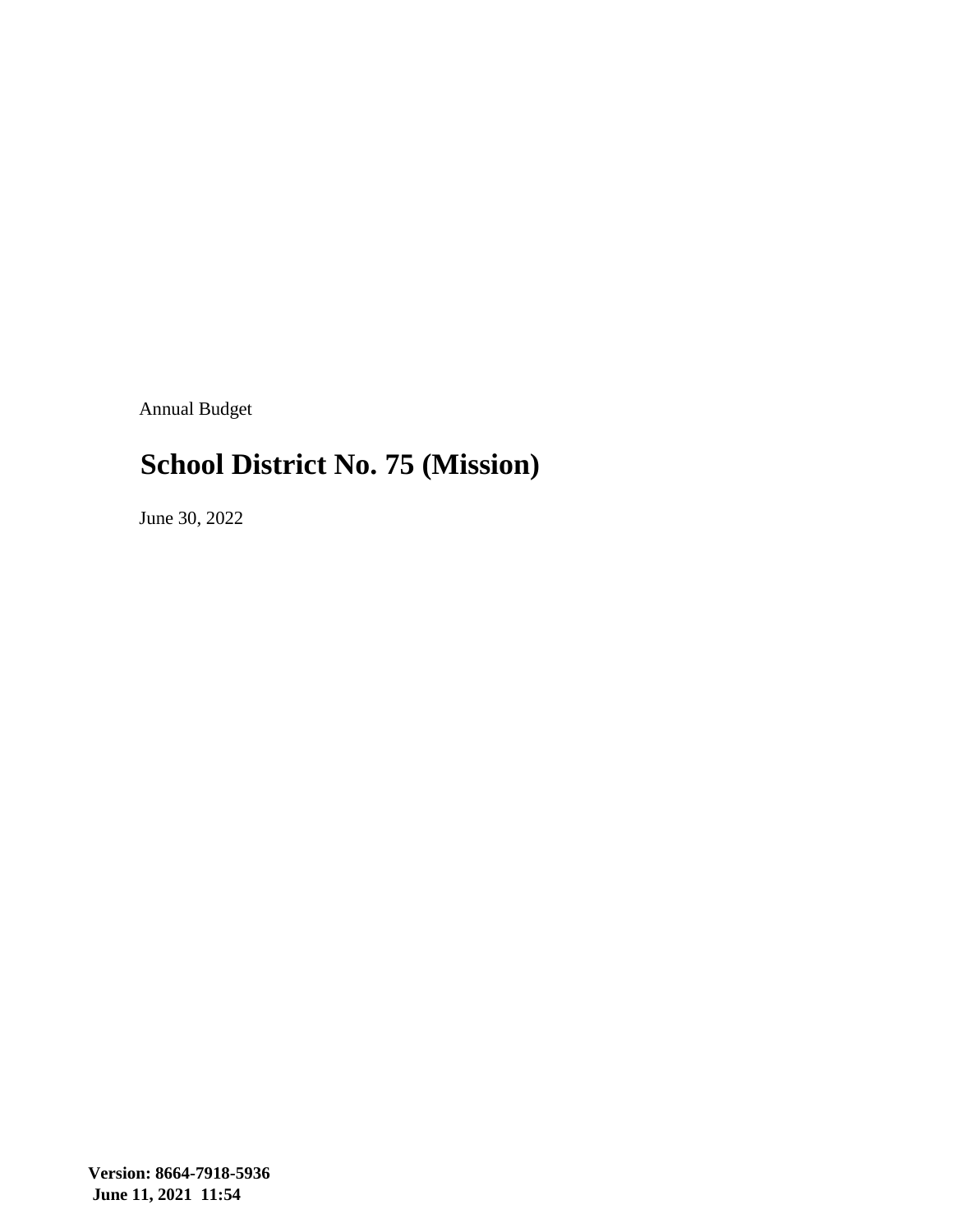Annual Budget

# School District No. 75 (Mission)

June 30, 2022

**Version: 8664-7918-5936**
**June 11, 2021 11:54**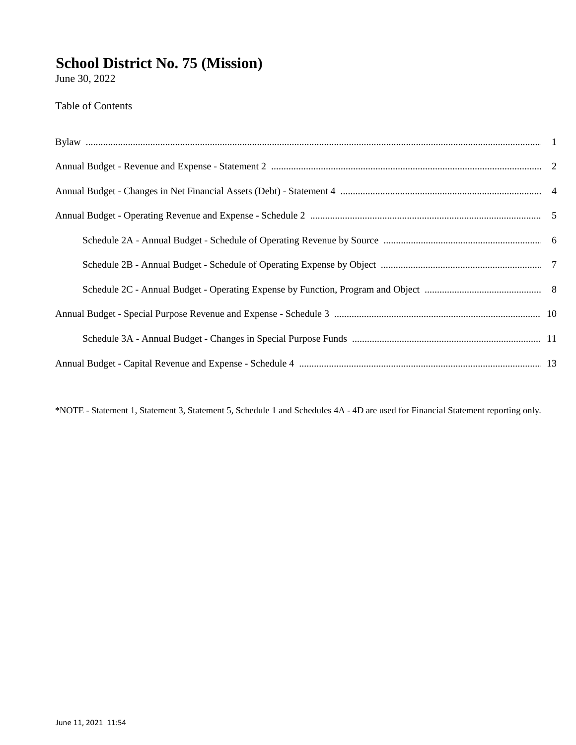# School District No. 75 (Mission)

June 30, 2022

Table of Contents

| | |
|---|---|
| Bylaw | 1 |
| Annual Budget - Revenue and Expense - Statement 2 | 2 |
| Annual Budget - Changes in Net Financial Assets (Debt) - Statement 4 | 4 |
| Annual Budget - Operating Revenue and Expense - Schedule 2 | 5 |
| Schedule 2A - Annual Budget - Schedule of Operating Revenue by Source | 6 |
| Schedule 2B - Annual Budget - Schedule of Operating Expense by Object | 7 |
| Schedule 2C - Annual Budget - Operating Expense by Function, Program and Object | 8 |
| Annual Budget - Special Purpose Revenue and Expense - Schedule 3 | 10 |
| Schedule 3A - Annual Budget - Changes in Special Purpose Funds | 11 |
| Annual Budget - Capital Revenue and Expense - Schedule 4 | 13 |

*NOTE - Statement 1, Statement 3, Statement 5, Schedule 1 and Schedules 4A - 4D are used for Financial Statement reporting only.

June 11, 2021 11:54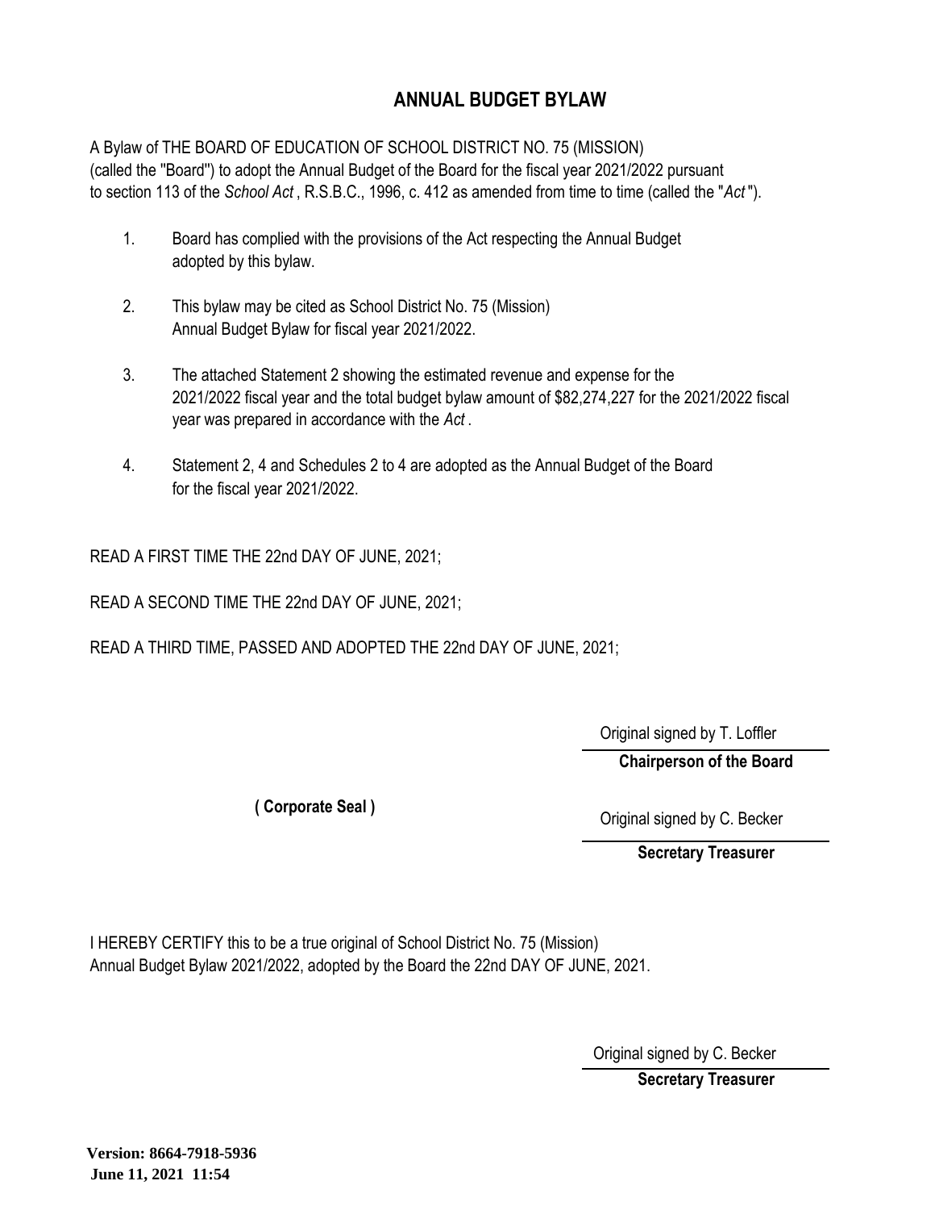# ANNUAL BUDGET BYLAW

A Bylaw of THE BOARD OF EDUCATION OF SCHOOL DISTRICT NO. 75 (MISSION) (called the "Board") to adopt the Annual Budget of the Board for the fiscal year 2021/2022 pursuant to section 113 of the *School Act* , R.S.B.C., 1996, c. 412 as amended from time to time (called the "*Act* ").

1. Board has complied with the provisions of the Act respecting the Annual Budget adopted by this bylaw.

2. This bylaw may be cited as School District No. 75 (Mission) Annual Budget Bylaw for fiscal year 2021/2022.

3. The attached Statement 2 showing the estimated revenue and expense for the 2021/2022 fiscal year and the total budget bylaw amount of $82,274,227 for the 2021/2022 fiscal year was prepared in accordance with the *Act* .

4. Statement 2, 4 and Schedules 2 to 4 are adopted as the Annual Budget of the Board for the fiscal year 2021/2022.

READ A FIRST TIME THE 22nd DAY OF JUNE, 2021;

READ A SECOND TIME THE 22nd DAY OF JUNE, 2021;

READ A THIRD TIME, PASSED AND ADOPTED THE 22nd DAY OF JUNE, 2021;

Original signed by T. Loffler

**Chairperson of the Board**

**( Corporate Seal )**

Original signed by C. Becker

**Secretary Treasurer**

I HEREBY CERTIFY this to be a true original of School District No. 75 (Mission) Annual Budget Bylaw 2021/2022, adopted by the Board the 22nd DAY OF JUNE, 2021.

Original signed by C. Becker

**Secretary Treasurer**

**Version: 8664-7918-5936**
**June 11, 2021 11:54**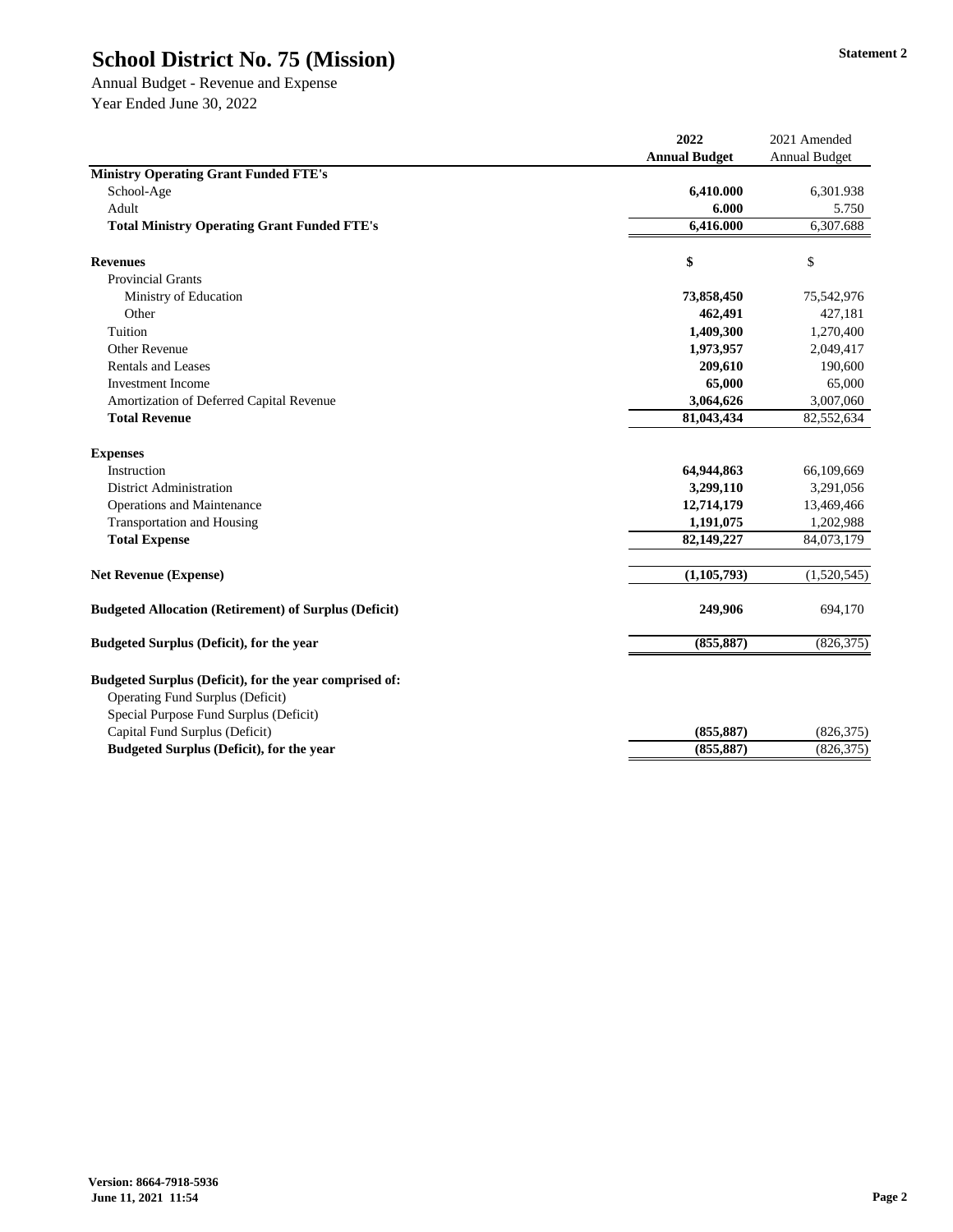# School District No. 75 (Mission)

Statement 2

Annual Budget - Revenue and Expense

Year Ended June 30, 2022

| | 2022 Annual Budget | 2021 Amended Annual Budget |
|---|---|---|
| **Ministry Operating Grant Funded FTE's** | | |
| School-Age | **6,410.000** | 6,301.938 |
| Adult | **6.000** | 5.750 |
| **Total Ministry Operating Grant Funded FTE's** | **6,416.000** | 6,307.688 |
| | | |
| **Revenues** | **$** | $ |
| Provincial Grants | | |
| Ministry of Education | **73,858,450** | 75,542,976 |
| Other | **462,491** | 427,181 |
| Tuition | **1,409,300** | 1,270,400 |
| Other Revenue | **1,973,957** | 2,049,417 |
| Rentals and Leases | **209,610** | 190,600 |
| Investment Income | **65,000** | 65,000 |
| Amortization of Deferred Capital Revenue | **3,064,626** | 3,007,060 |
| **Total Revenue** | **81,043,434** | 82,552,634 |
| | | |
| **Expenses** | | |
| Instruction | **64,944,863** | 66,109,669 |
| District Administration | **3,299,110** | 3,291,056 |
| Operations and Maintenance | **12,714,179** | 13,469,466 |
| Transportation and Housing | **1,191,075** | 1,202,988 |
| **Total Expense** | **82,149,227** | 84,073,179 |
| | | |
| **Net Revenue (Expense)** | **(1,105,793)** | (1,520,545) |
| | | |
| **Budgeted Allocation (Retirement) of Surplus (Deficit)** | **249,906** | 694,170 |
| | | |
| **Budgeted Surplus (Deficit), for the year** | **(855,887)** | (826,375) |
| | | |
| **Budgeted Surplus (Deficit), for the year comprised of:** | | |
| Operating Fund Surplus (Deficit) | | |
| Special Purpose Fund Surplus (Deficit) | | |
| Capital Fund Surplus (Deficit) | **(855,887)** | (826,375) |
| **Budgeted Surplus (Deficit), for the year** | **(855,887)** | (826,375) |

**Version: 8664-7918-5936**
**June 11, 2021 11:54**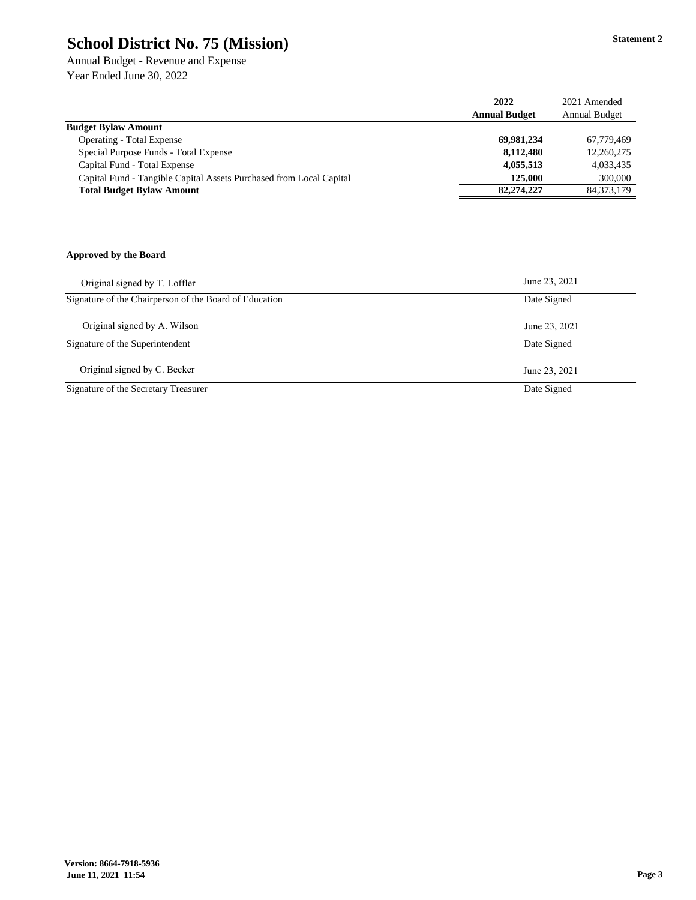# School District No. 75 (Mission)

**Statement 2**

Annual Budget - Revenue and Expense
Year Ended June 30, 2022

| | 2022 Annual Budget | 2021 Amended Annual Budget |
|---|---|---|
| **Budget Bylaw Amount** | | |
| Operating - Total Expense | **69,981,234** | 67,779,469 |
| Special Purpose Funds - Total Expense | **8,112,480** | 12,260,275 |
| Capital Fund - Total Expense | **4,055,513** | 4,033,435 |
| Capital Fund - Tangible Capital Assets Purchased from Local Capital | **125,000** | 300,000 |
| **Total Budget Bylaw Amount** | **82,274,227** | 84,373,179 |

**Approved by the Board**

| | |
|---|---|
| Original signed by T. Loffler | June 23, 2021 |
| Signature of the Chairperson of the Board of Education | Date Signed |
| Original signed by A. Wilson | June 23, 2021 |
| Signature of the Superintendent | Date Signed |
| Original signed by C. Becker | June 23, 2021 |
| Signature of the Secretary Treasurer | Date Signed |

**Version: 8664-7918-5936**
**June 11, 2021 11:54**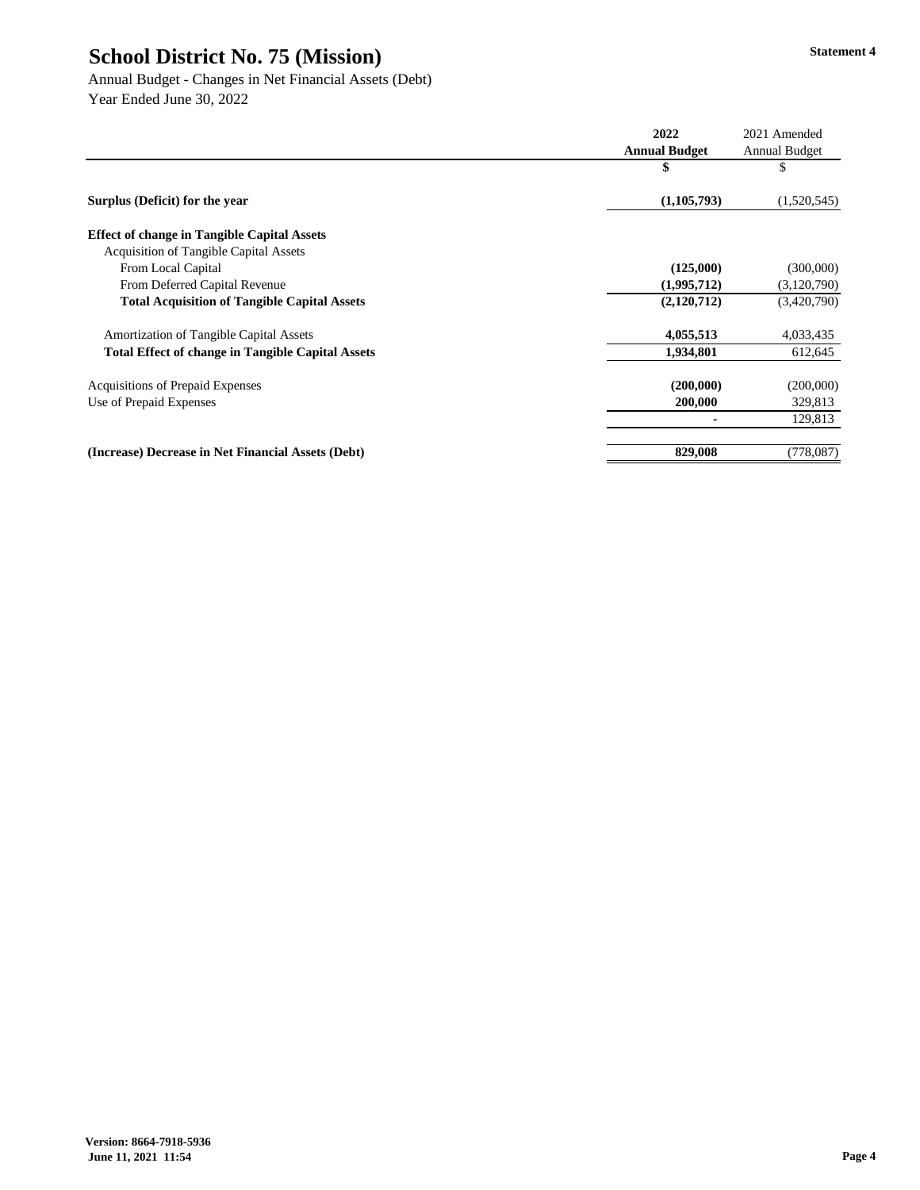# School District No. 75 (Mission)

Statement 4

Annual Budget - Changes in Net Financial Assets (Debt)
Year Ended June 30, 2022

| | 2022 Annual Budget | 2021 Amended Annual Budget |
|---|---|---|
| | $ | $ |
| **Surplus (Deficit) for the year** | **(1,105,793)** | (1,520,545) |
| **Effect of change in Tangible Capital Assets** | | |
| Acquisition of Tangible Capital Assets | | |
| From Local Capital | **(125,000)** | (300,000) |
| From Deferred Capital Revenue | **(1,995,712)** | (3,120,790) |
| **Total Acquisition of Tangible Capital Assets** | **(2,120,712)** | (3,420,790) |
| Amortization of Tangible Capital Assets | **4,055,513** | 4,033,435 |
| **Total Effect of change in Tangible Capital Assets** | **1,934,801** | 612,645 |
| Acquisitions of Prepaid Expenses | **(200,000)** | (200,000) |
| Use of Prepaid Expenses | **200,000** | 329,813 |
| | **-** | 129,813 |
| **(Increase) Decrease in Net Financial Assets (Debt)** | **829,008** | (778,087) |

**Version: 8664-7918-5936**
**June 11, 2021 11:54**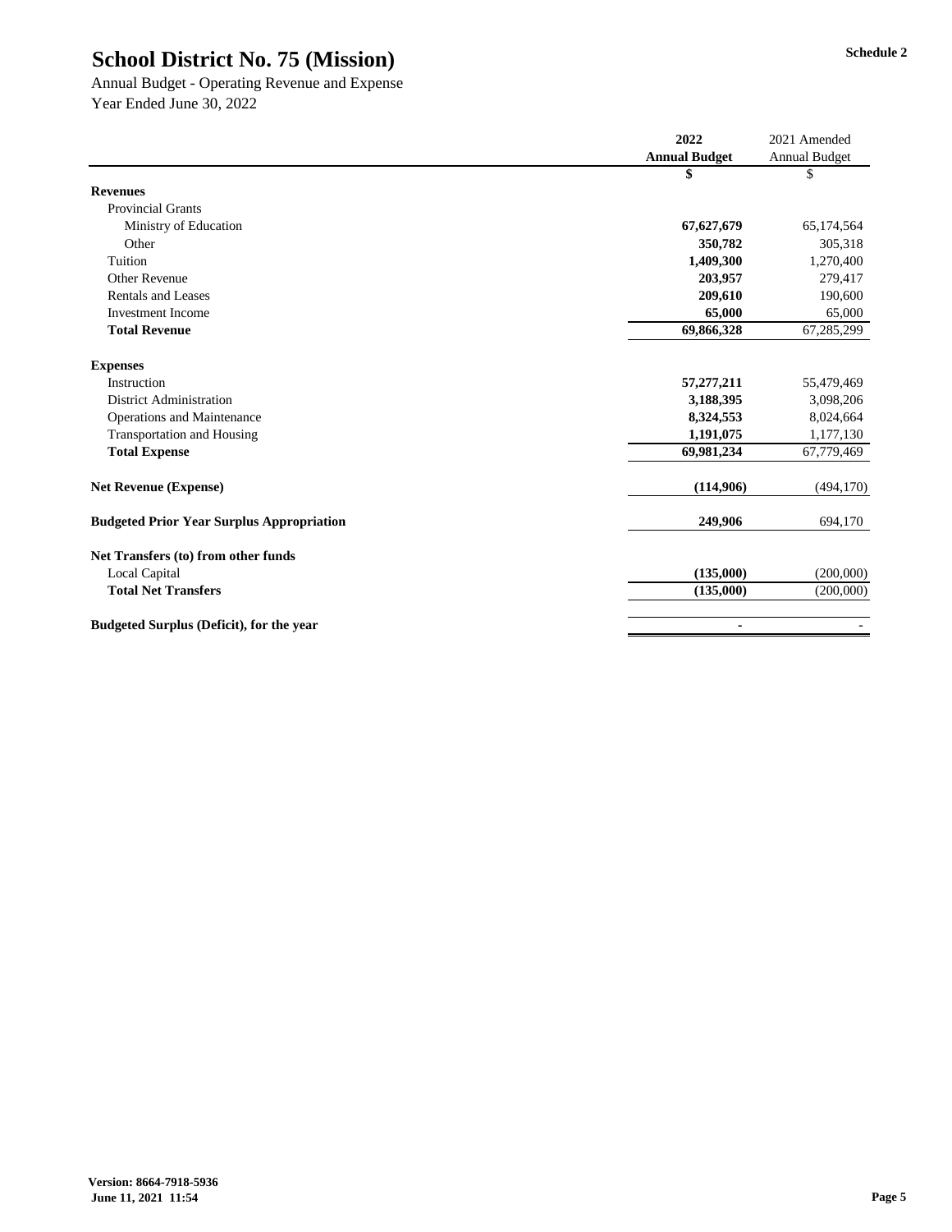# School District No. 75 (Mission)

Schedule 2

Annual Budget - Operating Revenue and Expense
Year Ended June 30, 2022

| | 2022 Annual Budget | 2021 Amended Annual Budget |
|---|---|---|
| | $ | $ |
| **Revenues** | | |
| Provincial Grants | | |
| Ministry of Education | **67,627,679** | 65,174,564 |
| Other | **350,782** | 305,318 |
| Tuition | **1,409,300** | 1,270,400 |
| Other Revenue | **203,957** | 279,417 |
| Rentals and Leases | **209,610** | 190,600 |
| Investment Income | **65,000** | 65,000 |
| **Total Revenue** | **69,866,328** | 67,285,299 |
| | | |
| **Expenses** | | |
| Instruction | **57,277,211** | 55,479,469 |
| District Administration | **3,188,395** | 3,098,206 |
| Operations and Maintenance | **8,324,553** | 8,024,664 |
| Transportation and Housing | **1,191,075** | 1,177,130 |
| **Total Expense** | **69,981,234** | 67,779,469 |
| | | |
| **Net Revenue (Expense)** | **(114,906)** | (494,170) |
| | | |
| **Budgeted Prior Year Surplus Appropriation** | **249,906** | 694,170 |
| | | |
| **Net Transfers (to) from other funds** | | |
| Local Capital | **(135,000)** | (200,000) |
| **Total Net Transfers** | **(135,000)** | (200,000) |
| | | |
| **Budgeted Surplus (Deficit), for the year** | **-** | - |

**Version: 8664-7918-5936**
**June 11, 2021 11:54**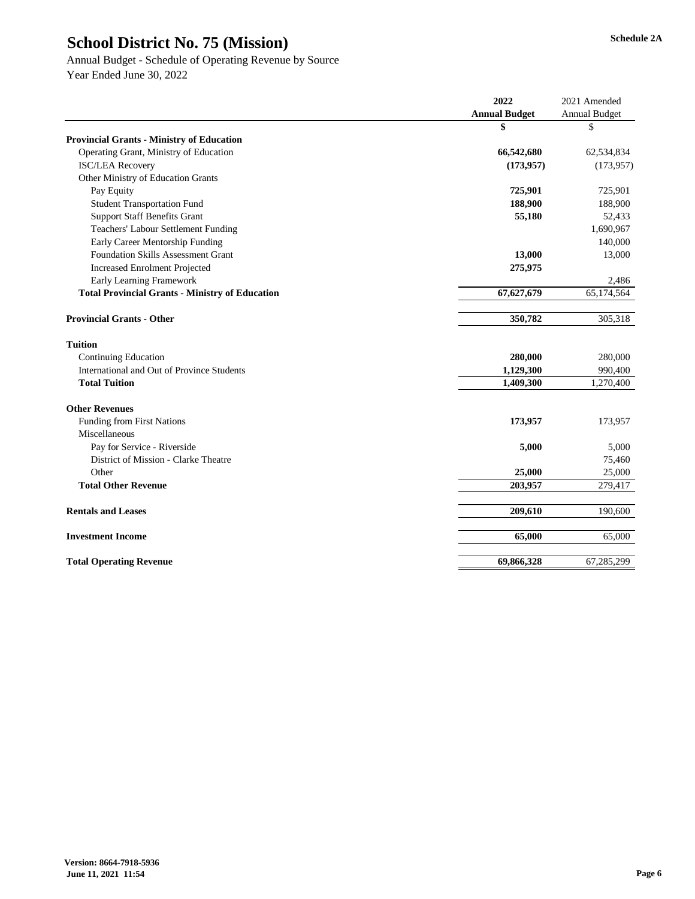# School District No. 75 (Mission)

Schedule 2A

Annual Budget - Schedule of Operating Revenue by Source
Year Ended June 30, 2022

| | 2022 Annual Budget | 2021 Amended Annual Budget |
|---|---|---|
| | $ | $ |
| **Provincial Grants - Ministry of Education** | | |
| Operating Grant, Ministry of Education | **66,542,680** | 62,534,834 |
| ISC/LEA Recovery | **(173,957)** | (173,957) |
| Other Ministry of Education Grants | | |
| Pay Equity | **725,901** | 725,901 |
| Student Transportation Fund | **188,900** | 188,900 |
| Support Staff Benefits Grant | **55,180** | 52,433 |
| Teachers' Labour Settlement Funding | | 1,690,967 |
| Early Career Mentorship Funding | | 140,000 |
| Foundation Skills Assessment Grant | **13,000** | 13,000 |
| Increased Enrolment Projected | **275,975** | |
| Early Learning Framework | | 2,486 |
| **Total Provincial Grants - Ministry of Education** | **67,627,679** | 65,174,564 |
| | | |
| **Provincial Grants - Other** | **350,782** | 305,318 |
| | | |
| **Tuition** | | |
| Continuing Education | **280,000** | 280,000 |
| International and Out of Province Students | **1,129,300** | 990,400 |
| **Total Tuition** | **1,409,300** | 1,270,400 |
| | | |
| **Other Revenues** | | |
| Funding from First Nations | **173,957** | 173,957 |
| Miscellaneous | | |
| Pay for Service - Riverside | **5,000** | 5,000 |
| District of Mission - Clarke Theatre | | 75,460 |
| Other | **25,000** | 25,000 |
| **Total Other Revenue** | **203,957** | 279,417 |
| | | |
| **Rentals and Leases** | **209,610** | 190,600 |
| | | |
| **Investment Income** | **65,000** | 65,000 |
| | | |
| **Total Operating Revenue** | **69,866,328** | 67,285,299 |

**Version: 8664-7918-5936**
**June 11, 2021 11:54**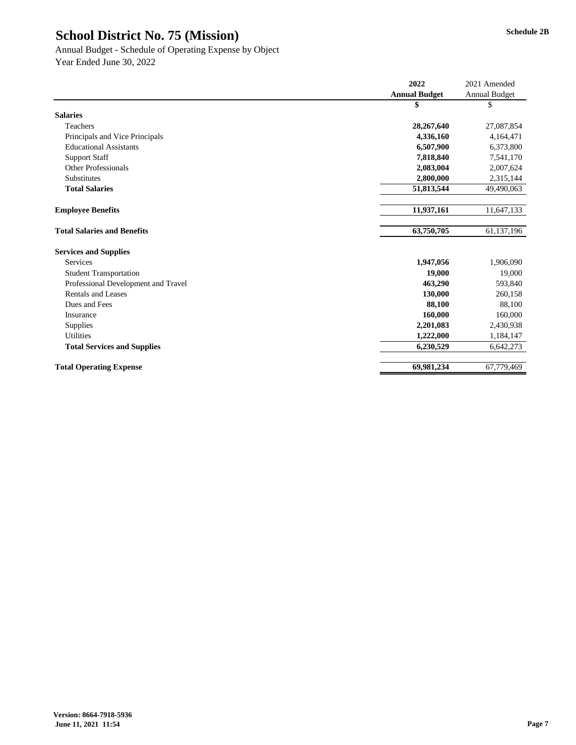# School District No. 75 (Mission)

Schedule 2B

Annual Budget - Schedule of Operating Expense by Object

Year Ended June 30, 2022

| | 2022 Annual Budget | 2021 Amended Annual Budget |
|---|---|---|
| | $ | $ |
| **Salaries** | | |
| Teachers | **28,267,640** | 27,087,854 |
| Principals and Vice Principals | **4,336,160** | 4,164,471 |
| Educational Assistants | **6,507,900** | 6,373,800 |
| Support Staff | **7,818,840** | 7,541,170 |
| Other Professionals | **2,083,004** | 2,007,624 |
| Substitutes | **2,800,000** | 2,315,144 |
| **Total Salaries** | **51,813,544** | 49,490,063 |
| | | |
| **Employee Benefits** | **11,937,161** | 11,647,133 |
| | | |
| **Total Salaries and Benefits** | **63,750,705** | 61,137,196 |
| | | |
| **Services and Supplies** | | |
| Services | **1,947,056** | 1,906,090 |
| Student Transportation | **19,000** | 19,000 |
| Professional Development and Travel | **463,290** | 593,840 |
| Rentals and Leases | **130,000** | 260,158 |
| Dues and Fees | **88,100** | 88,100 |
| Insurance | **160,000** | 160,000 |
| Supplies | **2,201,083** | 2,430,938 |
| Utilities | **1,222,000** | 1,184,147 |
| **Total Services and Supplies** | **6,230,529** | 6,642,273 |
| | | |
| **Total Operating Expense** | **69,981,234** | 67,779,469 |

**Version: 8664-7918-5936**
**June 11, 2021 11:54**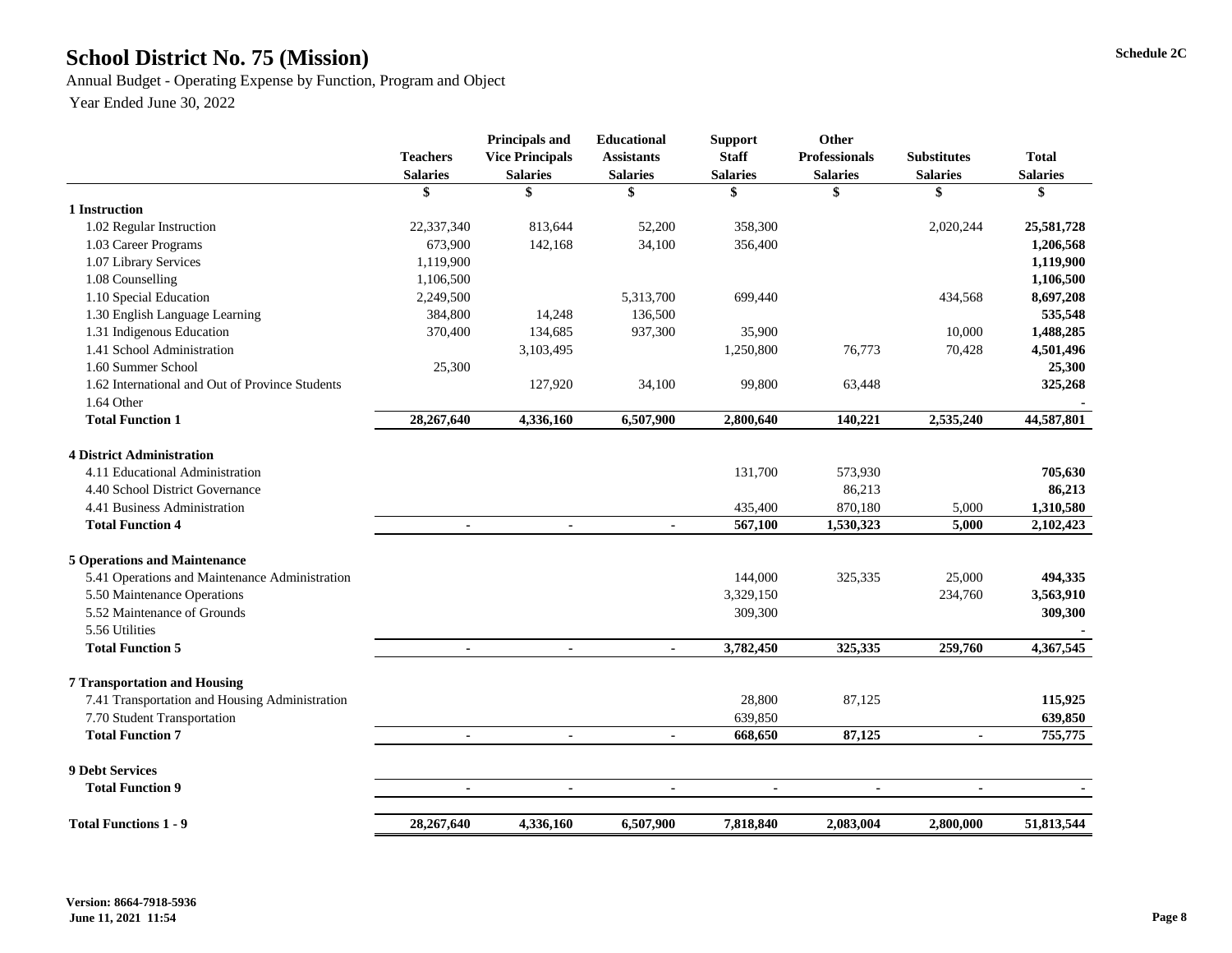# School District No. 75 (Mission)

Schedule 2C

Annual Budget - Operating Expense by Function, Program and Object

Year Ended June 30, 2022

| | Teachers Salaries | Principals and Vice Principals Salaries | Educational Assistants Salaries | Support Staff Salaries | Other Professionals Salaries | Substitutes Salaries | Total Salaries |
|---|---|---|---|---|---|---|---|
| | $ | $ | $ | $ | $ | $ | $ |
| **1 Instruction** | | | | | | | |
| 1.02 Regular Instruction | 22,337,340 | 813,644 | 52,200 | 358,300 | | 2,020,244 | **25,581,728** |
| 1.03 Career Programs | 673,900 | 142,168 | 34,100 | 356,400 | | | **1,206,568** |
| 1.07 Library Services | 1,119,900 | | | | | | **1,119,900** |
| 1.08 Counselling | 1,106,500 | | | | | | **1,106,500** |
| 1.10 Special Education | 2,249,500 | | 5,313,700 | 699,440 | | 434,568 | **8,697,208** |
| 1.30 English Language Learning | 384,800 | 14,248 | 136,500 | | | | **535,548** |
| 1.31 Indigenous Education | 370,400 | 134,685 | 937,300 | 35,900 | | 10,000 | **1,488,285** |
| 1.41 School Administration | | 3,103,495 | | 1,250,800 | 76,773 | 70,428 | **4,501,496** |
| 1.60 Summer School | 25,300 | | | | | | **25,300** |
| 1.62 International and Out of Province Students | | 127,920 | 34,100 | 99,800 | 63,448 | | **325,268** |
| 1.64 Other | | | | | | | - |
| **Total Function 1** | **28,267,640** | **4,336,160** | **6,507,900** | **2,800,640** | **140,221** | **2,535,240** | **44,587,801** |
| **4 District Administration** | | | | | | | |
| 4.11 Educational Administration | | | | 131,700 | 573,930 | | **705,630** |
| 4.40 School District Governance | | | | | 86,213 | | **86,213** |
| 4.41 Business Administration | | | | 435,400 | 870,180 | 5,000 | **1,310,580** |
| **Total Function 4** | **-** | **-** | **-** | **567,100** | **1,530,323** | **5,000** | **2,102,423** |
| **5 Operations and Maintenance** | | | | | | | |
| 5.41 Operations and Maintenance Administration | | | | 144,000 | 325,335 | 25,000 | **494,335** |
| 5.50 Maintenance Operations | | | | 3,329,150 | | 234,760 | **3,563,910** |
| 5.52 Maintenance of Grounds | | | | 309,300 | | | **309,300** |
| 5.56 Utilities | | | | | | | - |
| **Total Function 5** | **-** | **-** | **-** | **3,782,450** | **325,335** | **259,760** | **4,367,545** |
| **7 Transportation and Housing** | | | | | | | |
| 7.41 Transportation and Housing Administration | | | | 28,800 | 87,125 | | **115,925** |
| 7.70 Student Transportation | | | | 639,850 | | | **639,850** |
| **Total Function 7** | **-** | **-** | **-** | **668,650** | **87,125** | **-** | **755,775** |
| **9 Debt Services** | | | | | | | |
| **Total Function 9** | **-** | **-** | **-** | **-** | **-** | **-** | **-** |
| **Total Functions 1 - 9** | **28,267,640** | **4,336,160** | **6,507,900** | **7,818,840** | **2,083,004** | **2,800,000** | **51,813,544** |

**Version: 8664-7918-5936**
**June 11, 2021 11:54**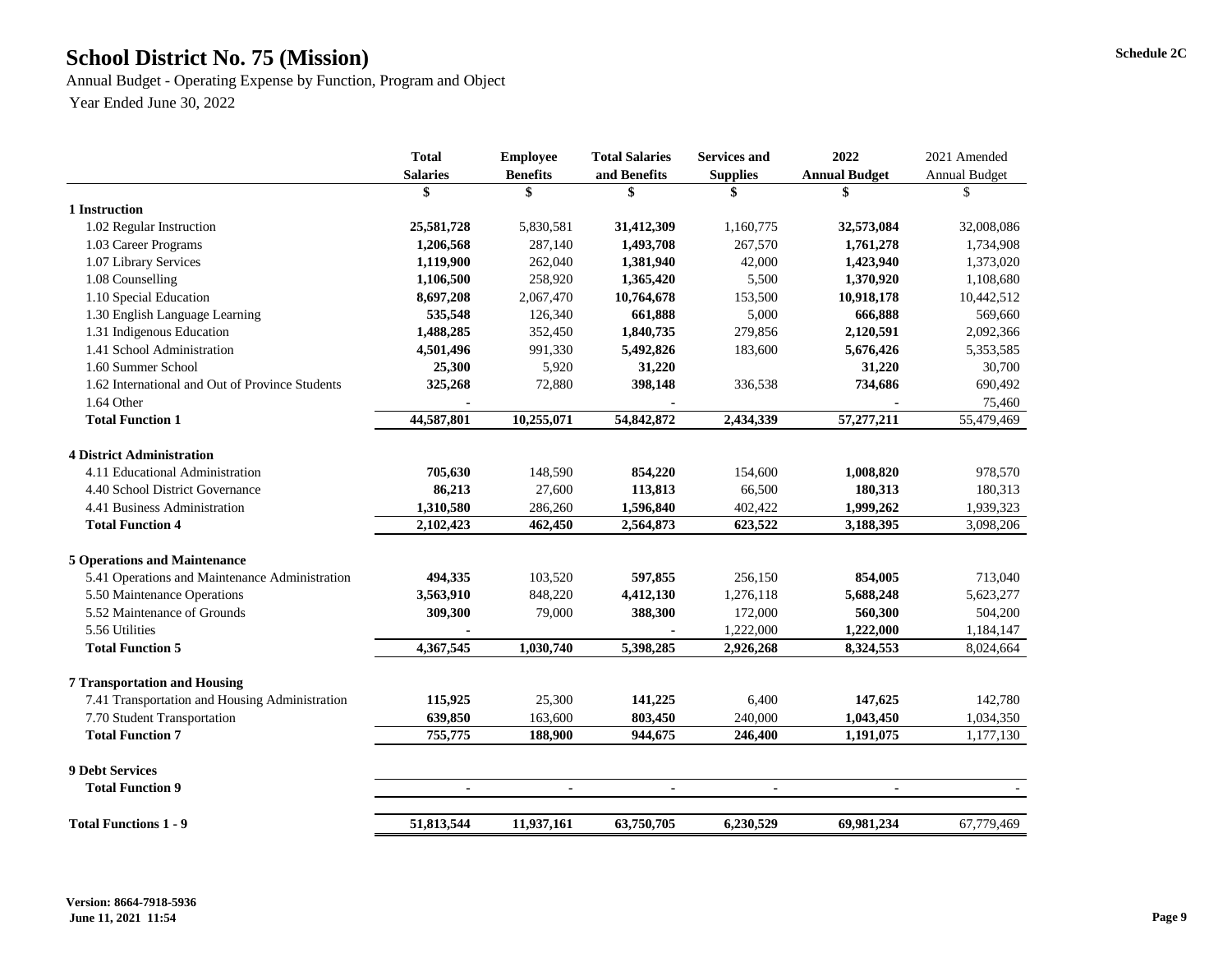# School District No. 75 (Mission)

Schedule 2C

Annual Budget - Operating Expense by Function, Program and Object

Year Ended June 30, 2022

| | Total Salaries | Employee Benefits | Total Salaries and Benefits | Services and Supplies | 2022 Annual Budget | 2021 Amended Annual Budget |
|---|---|---|---|---|---|---|
| | $ | $ | $ | $ | $ | $ |
| **1 Instruction** | | | | | | |
| 1.02 Regular Instruction | **25,581,728** | 5,830,581 | **31,412,309** | 1,160,775 | **32,573,084** | 32,008,086 |
| 1.03 Career Programs | **1,206,568** | 287,140 | **1,493,708** | 267,570 | **1,761,278** | 1,734,908 |
| 1.07 Library Services | **1,119,900** | 262,040 | **1,381,940** | 42,000 | **1,423,940** | 1,373,020 |
| 1.08 Counselling | **1,106,500** | 258,920 | **1,365,420** | 5,500 | **1,370,920** | 1,108,680 |
| 1.10 Special Education | **8,697,208** | 2,067,470 | **10,764,678** | 153,500 | **10,918,178** | 10,442,512 |
| 1.30 English Language Learning | **535,548** | 126,340 | **661,888** | 5,000 | **666,888** | 569,660 |
| 1.31 Indigenous Education | **1,488,285** | 352,450 | **1,840,735** | 279,856 | **2,120,591** | 2,092,366 |
| 1.41 School Administration | **4,501,496** | 991,330 | **5,492,826** | 183,600 | **5,676,426** | 5,353,585 |
| 1.60 Summer School | **25,300** | 5,920 | **31,220** | | **31,220** | 30,700 |
| 1.62 International and Out of Province Students | **325,268** | 72,880 | **398,148** | 336,538 | **734,686** | 690,492 |
| 1.64 Other | **-** | | **-** | | **-** | 75,460 |
| **Total Function 1** | **44,587,801** | **10,255,071** | **54,842,872** | **2,434,339** | **57,277,211** | 55,479,469 |
| **4 District Administration** | | | | | | |
| 4.11 Educational Administration | **705,630** | 148,590 | **854,220** | 154,600 | **1,008,820** | 978,570 |
| 4.40 School District Governance | **86,213** | 27,600 | **113,813** | 66,500 | **180,313** | 180,313 |
| 4.41 Business Administration | **1,310,580** | 286,260 | **1,596,840** | 402,422 | **1,999,262** | 1,939,323 |
| **Total Function 4** | **2,102,423** | **462,450** | **2,564,873** | **623,522** | **3,188,395** | 3,098,206 |
| **5 Operations and Maintenance** | | | | | | |
| 5.41 Operations and Maintenance Administration | **494,335** | 103,520 | **597,855** | 256,150 | **854,005** | 713,040 |
| 5.50 Maintenance Operations | **3,563,910** | 848,220 | **4,412,130** | 1,276,118 | **5,688,248** | 5,623,277 |
| 5.52 Maintenance of Grounds | **309,300** | 79,000 | **388,300** | 172,000 | **560,300** | 504,200 |
| 5.56 Utilities | **-** | | **-** | 1,222,000 | **1,222,000** | 1,184,147 |
| **Total Function 5** | **4,367,545** | **1,030,740** | **5,398,285** | **2,926,268** | **8,324,553** | 8,024,664 |
| **7 Transportation and Housing** | | | | | | |
| 7.41 Transportation and Housing Administration | **115,925** | 25,300 | **141,225** | 6,400 | **147,625** | 142,780 |
| 7.70 Student Transportation | **639,850** | 163,600 | **803,450** | 240,000 | **1,043,450** | 1,034,350 |
| **Total Function 7** | **755,775** | **188,900** | **944,675** | **246,400** | **1,191,075** | 1,177,130 |
| **9 Debt Services** | | | | | | |
| **Total Function 9** | **-** | **-** | **-** | **-** | **-** | - |
| **Total Functions 1 - 9** | **51,813,544** | **11,937,161** | **63,750,705** | **6,230,529** | **69,981,234** | 67,779,469 |

**Version: 8664-7918-5936**
**June 11, 2021 11:54**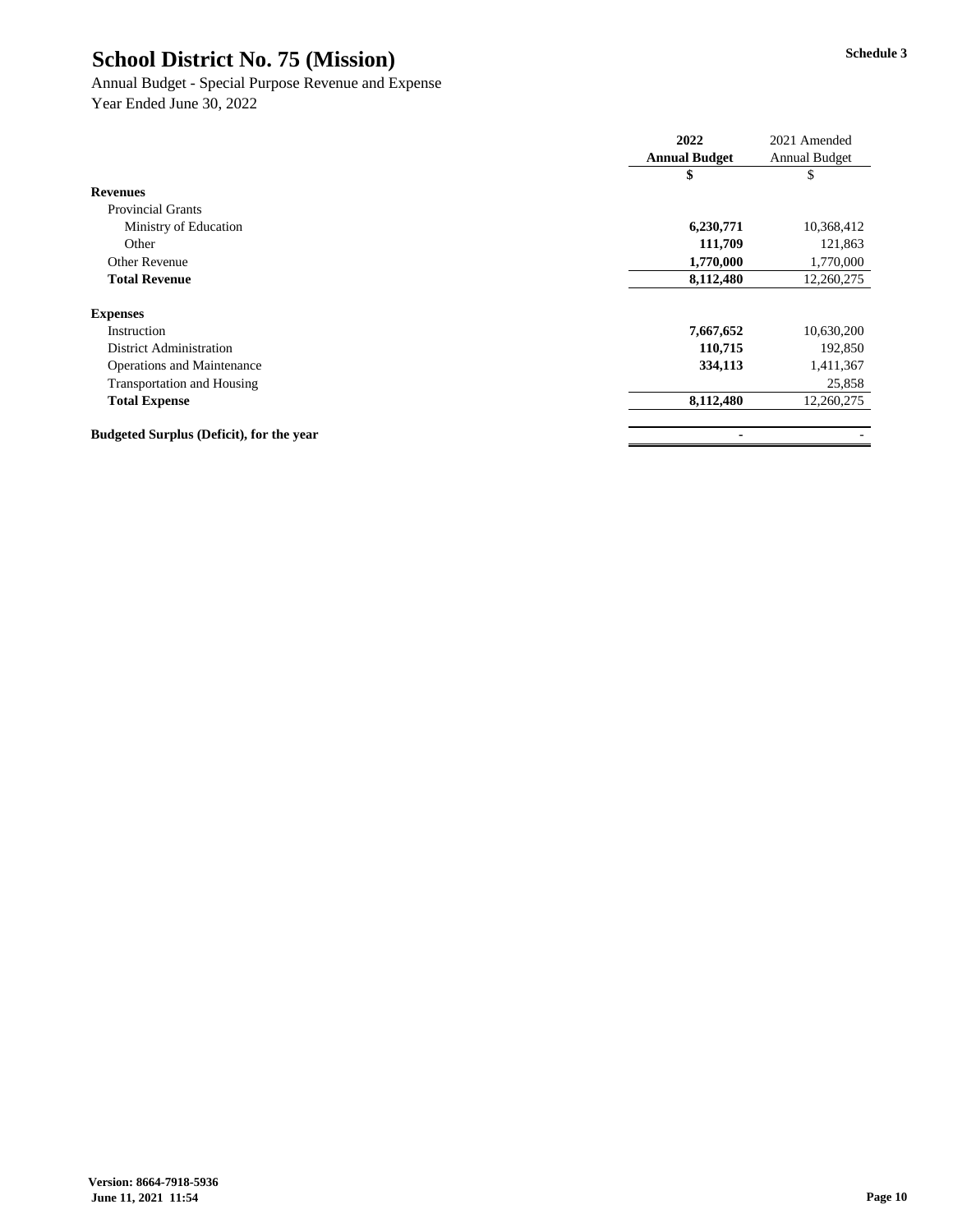# School District No. 75 (Mission)

**Schedule 3**

Annual Budget - Special Purpose Revenue and Expense

Year Ended June 30, 2022

| | 2022 Annual Budget | 2021 Amended Annual Budget |
|---|---|---|
| | $ | $ |
| **Revenues** | | |
| Provincial Grants | | |
| Ministry of Education | **6,230,771** | 10,368,412 |
| Other | **111,709** | 121,863 |
| Other Revenue | **1,770,000** | 1,770,000 |
| **Total Revenue** | **8,112,480** | 12,260,275 |
| **Expenses** | | |
| Instruction | **7,667,652** | 10,630,200 |
| District Administration | **110,715** | 192,850 |
| Operations and Maintenance | **334,113** | 1,411,367 |
| Transportation and Housing | | 25,858 |
| **Total Expense** | **8,112,480** | 12,260,275 |
| **Budgeted Surplus (Deficit), for the year** | **-** | - |

**Version: 8664-7918-5936**
**June 11, 2021 11:54**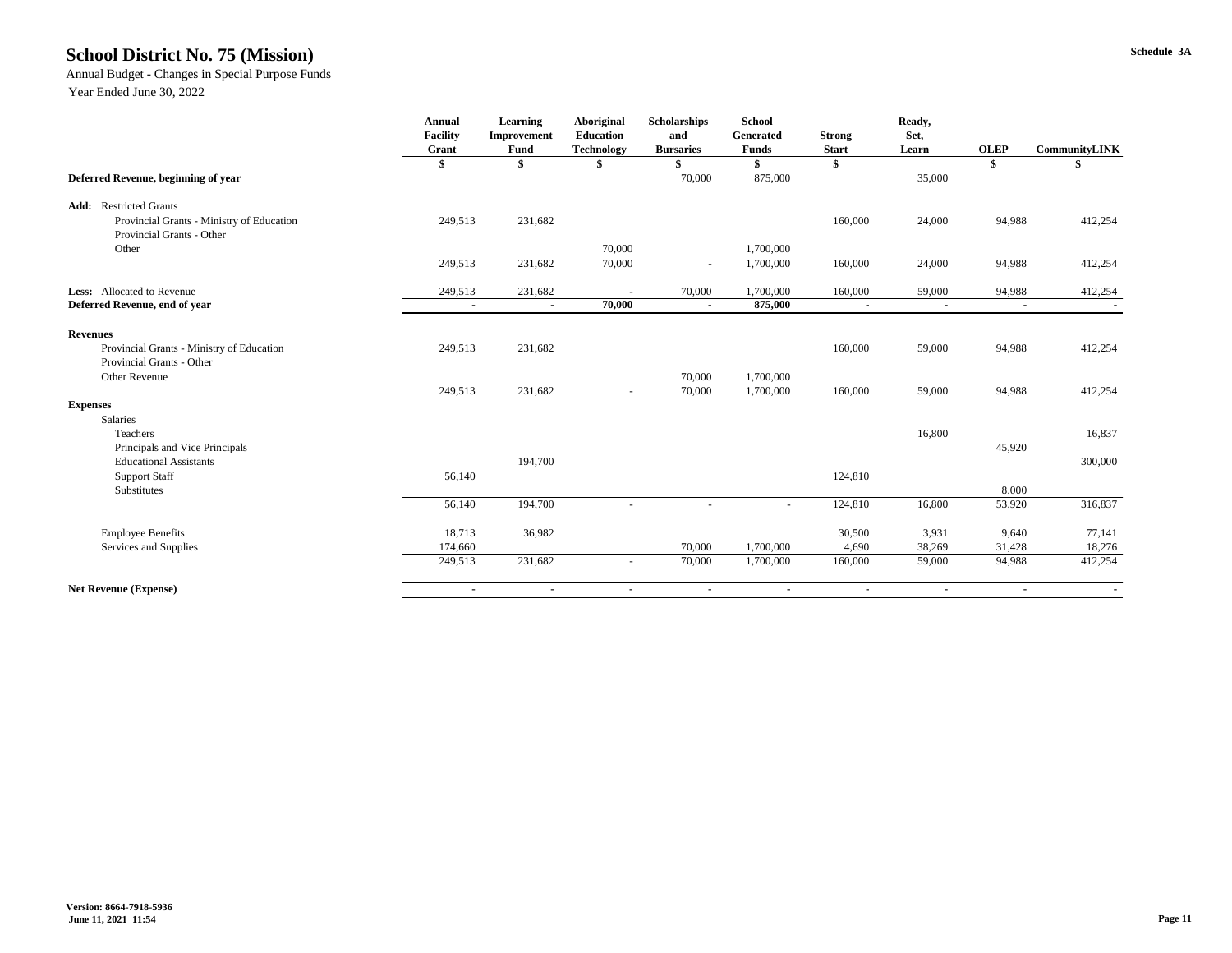# School District No. 75 (Mission)

Schedule 3A

Annual Budget - Changes in Special Purpose Funds
Year Ended June 30, 2022

| | Annual Facility Grant | Learning Improvement Fund | Aboriginal Education Technology | Scholarships and Bursaries | School Generated Funds | Strong Start | Ready, Set, Learn | OLEP | CommunityLINK |
|---|---|---|---|---|---|---|---|---|---|
| | $ | $ | $ | $ | $ | $ | | $ | $ |
| **Deferred Revenue, beginning of year** | | | | 70,000 | 875,000 | | 35,000 | | |
| **Add:** Restricted Grants | | | | | | | | | |
| Provincial Grants - Ministry of Education | 249,513 | 231,682 | | | | 160,000 | 24,000 | 94,988 | 412,254 |
| Provincial Grants - Other | | | | | | | | | |
| Other | | | 70,000 | | 1,700,000 | | | | |
| | 249,513 | 231,682 | 70,000 | - | 1,700,000 | 160,000 | 24,000 | 94,988 | 412,254 |
| **Less:** Allocated to Revenue | 249,513 | 231,682 | - | 70,000 | 1,700,000 | 160,000 | 59,000 | 94,988 | 412,254 |
| **Deferred Revenue, end of year** | **-** | **-** | **70,000** | **-** | **875,000** | **-** | **-** | **-** | **-** |
| **Revenues** | | | | | | | | | |
| Provincial Grants - Ministry of Education | 249,513 | 231,682 | | | | 160,000 | 59,000 | 94,988 | 412,254 |
| Provincial Grants - Other | | | | | | | | | |
| Other Revenue | | | | 70,000 | 1,700,000 | | | | |
| | 249,513 | 231,682 | - | 70,000 | 1,700,000 | 160,000 | 59,000 | 94,988 | 412,254 |
| **Expenses** | | | | | | | | | |
| Salaries | | | | | | | | | |
| Teachers | | | | | | | 16,800 | | 16,837 |
| Principals and Vice Principals | | | | | | | | 45,920 | |
| Educational Assistants | | 194,700 | | | | | | | 300,000 |
| Support Staff | 56,140 | | | | | 124,810 | | | |
| Substitutes | | | | | | | | 8,000 | |
| | 56,140 | 194,700 | - | - | - | 124,810 | 16,800 | 53,920 | 316,837 |
| Employee Benefits | 18,713 | 36,982 | | | | 30,500 | 3,931 | 9,640 | 77,141 |
| Services and Supplies | 174,660 | | | 70,000 | 1,700,000 | 4,690 | 38,269 | 31,428 | 18,276 |
| | 249,513 | 231,682 | - | 70,000 | 1,700,000 | 160,000 | 59,000 | 94,988 | 412,254 |
| **Net Revenue (Expense)** | - | - | - | - | - | - | - | - | - |

**Version: 8664-7918-5936**
**June 11, 2021 11:54**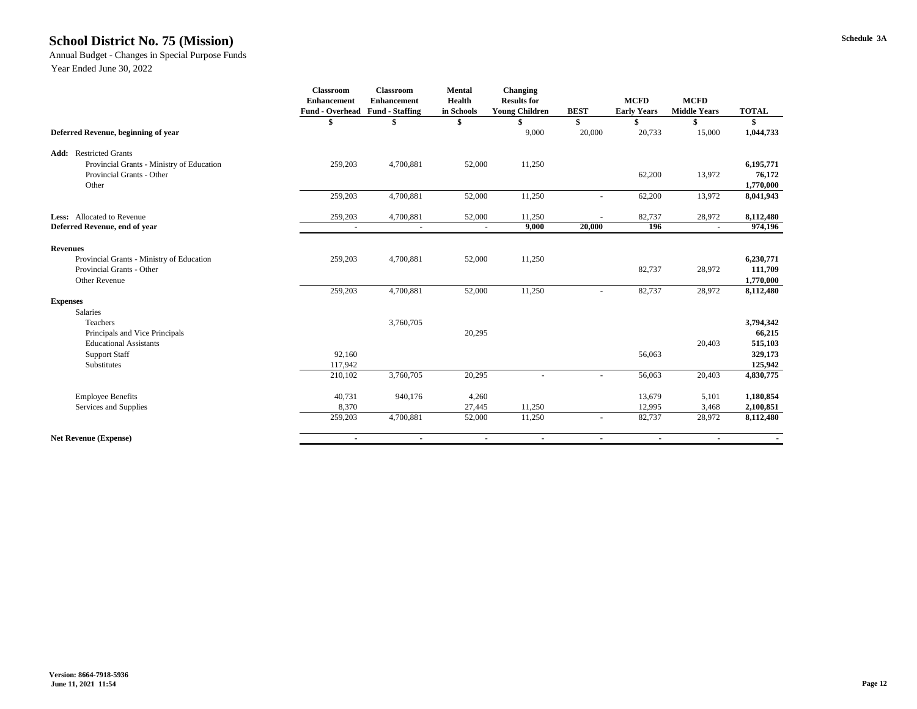# School District No. 75 (Mission)

Schedule 3A

Annual Budget - Changes in Special Purpose Funds
Year Ended June 30, 2022

| | Classroom Enhancement Fund - Overhead | Classroom Enhancement Fund - Staffing | Mental Health in Schools | Changing Results for Young Children | BEST | MCFD Early Years | MCFD Middle Years | TOTAL |
|---|---|---|---|---|---|---|---|---|
| | $ | $ | $ | $ | $ | $ | $ | $ |
| **Deferred Revenue, beginning of year** | | | | 9,000 | 20,000 | 20,733 | 15,000 | **1,044,733** |
| **Add:** Restricted Grants | | | | | | | | |
| Provincial Grants - Ministry of Education | 259,203 | 4,700,881 | 52,000 | 11,250 | | | | **6,195,771** |
| Provincial Grants - Other | | | | | | 62,200 | 13,972 | **76,172** |
| Other | | | | | | | | **1,770,000** |
| | 259,203 | 4,700,881 | 52,000 | 11,250 | - | 62,200 | 13,972 | **8,041,943** |
| **Less:** Allocated to Revenue | 259,203 | 4,700,881 | 52,000 | 11,250 | - | 82,737 | 28,972 | **8,112,480** |
| **Deferred Revenue, end of year** | - | - | - | **9,000** | **20,000** | **196** | - | **974,196** |
| **Revenues** | | | | | | | | |
| Provincial Grants - Ministry of Education | 259,203 | 4,700,881 | 52,000 | 11,250 | | | | **6,230,771** |
| Provincial Grants - Other | | | | | | 82,737 | 28,972 | **111,709** |
| Other Revenue | | | | | | | | **1,770,000** |
| | 259,203 | 4,700,881 | 52,000 | 11,250 | - | 82,737 | 28,972 | **8,112,480** |
| **Expenses** | | | | | | | | |
| Salaries | | | | | | | | |
| Teachers | | 3,760,705 | | | | | | **3,794,342** |
| Principals and Vice Principals | | | 20,295 | | | | | **66,215** |
| Educational Assistants | | | | | | | 20,403 | **515,103** |
| Support Staff | 92,160 | | | | | 56,063 | | **329,173** |
| Substitutes | 117,942 | | | | | | | **125,942** |
| | 210,102 | 3,760,705 | 20,295 | - | - | 56,063 | 20,403 | **4,830,775** |
| Employee Benefits | 40,731 | 940,176 | 4,260 | | | 13,679 | 5,101 | **1,180,854** |
| Services and Supplies | 8,370 | | 27,445 | 11,250 | | 12,995 | 3,468 | **2,100,851** |
| | 259,203 | 4,700,881 | 52,000 | 11,250 | - | 82,737 | 28,972 | **8,112,480** |
| **Net Revenue (Expense)** | - | - | - | - | - | - | - | - |

**Version: 8664-7918-5936**
**June 11, 2021 11:54**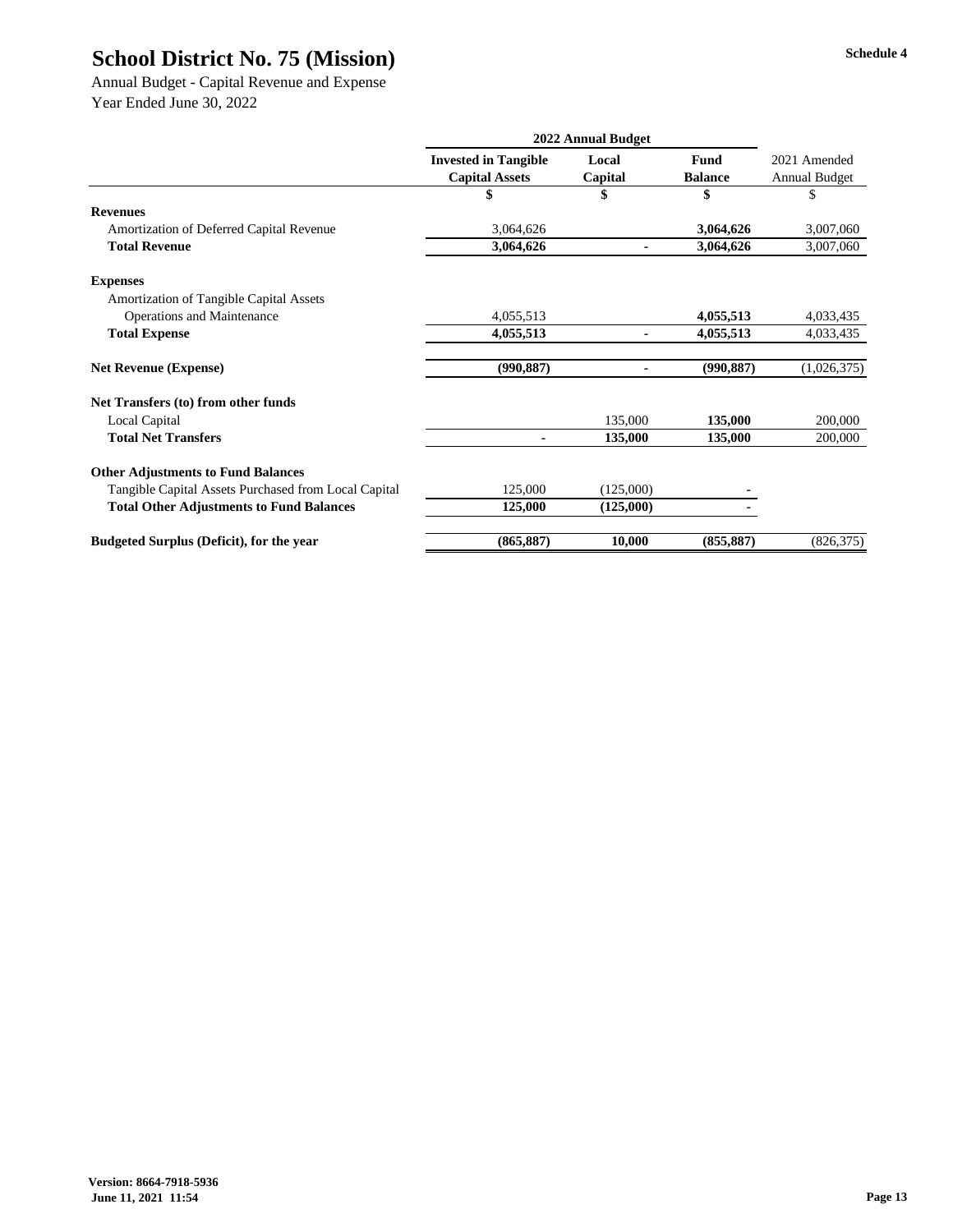# School District No. 75 (Mission)

Schedule 4

Annual Budget - Capital Revenue and Expense
Year Ended June 30, 2022

| | 2022 Annual Budget | | | |
|---|---|---|---|---|
| | **Invested in Tangible Capital Assets** | **Local Capital** | **Fund Balance** | 2021 Amended Annual Budget |
| | **$** | **$** | **$** | $ |
| **Revenues** | | | | |
| Amortization of Deferred Capital Revenue | 3,064,626 | | **3,064,626** | 3,007,060 |
| **Total Revenue** | **3,064,626** | **-** | **3,064,626** | 3,007,060 |
| | | | | |
| **Expenses** | | | | |
| Amortization of Tangible Capital Assets | | | | |
| Operations and Maintenance | 4,055,513 | | **4,055,513** | 4,033,435 |
| **Total Expense** | **4,055,513** | **-** | **4,055,513** | 4,033,435 |
| | | | | |
| **Net Revenue (Expense)** | **(990,887)** | **-** | **(990,887)** | (1,026,375) |
| | | | | |
| **Net Transfers (to) from other funds** | | | | |
| Local Capital | | 135,000 | **135,000** | 200,000 |
| **Total Net Transfers** | **-** | **135,000** | **135,000** | 200,000 |
| | | | | |
| **Other Adjustments to Fund Balances** | | | | |
| Tangible Capital Assets Purchased from Local Capital | 125,000 | (125,000) | - | |
| **Total Other Adjustments to Fund Balances** | **125,000** | **(125,000)** | **-** | |
| | | | | |
| **Budgeted Surplus (Deficit), for the year** | **(865,887)** | **10,000** | **(855,887)** | (826,375) |

**Version: 8664-7918-5936**
**June 11, 2021 11:54**